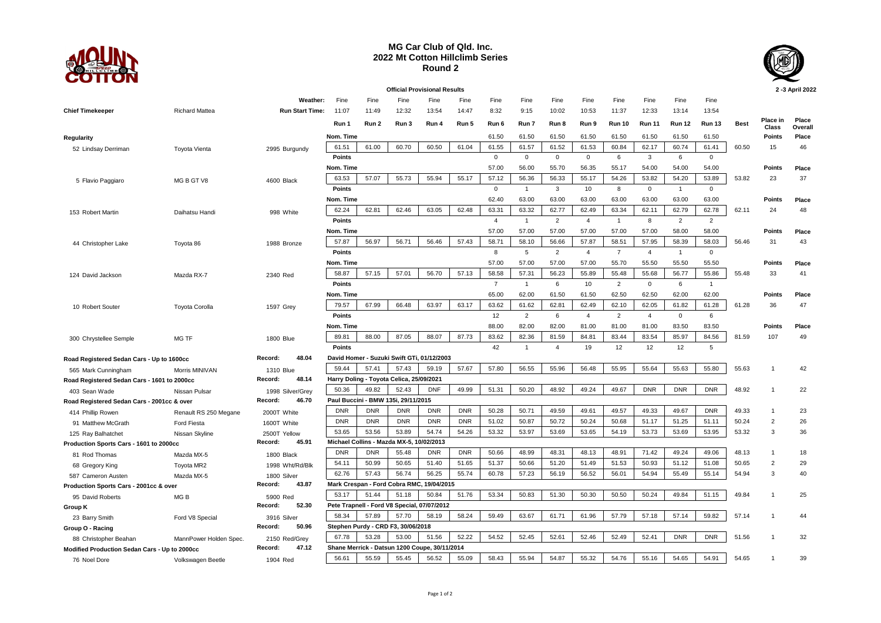# MG Car Club of Qld. Inc.
## 2022 Mt Cotton Hillclimb Series
## Round 2

**Official Provisional Results** — 2 -3 April 2022

| | | | Run 1 | Run 2 | Run 3 | Run 4 | Run 5 | Run 6 | Run 7 | Run 8 | Run 9 | Run 10 | Run 11 | Run 12 | Run 13 | Best | Place in Class | Place Overall |
|---|---|---|---|---|---|---|---|---|---|---|---|---|---|---|---|---|---|---|
| | | Weather: | Fine | Fine | Fine | Fine | Fine | Fine | Fine | Fine | Fine | Fine | Fine | Fine | Fine | | | |
| **Chief Timekeeper** | Richard Mattea | Run Start Time: | 11:07 | 11:49 | 12:32 | 13:54 | 14:47 | 8:32 | 9:15 | 10:02 | 10:53 | 11:37 | 12:33 | 13:14 | 13:54 | | | |
| **Regularity** | | | Nom. Time | | | | | 61.50 | 61.50 | 61.50 | 61.50 | 61.50 | 61.50 | 61.50 | 61.50 | | Points | Place |
| 52 Lindsay Derriman | Toyota Vienta | 2995 Burgundy | 61.51 | 61.00 | 60.70 | 60.50 | 61.04 | 61.55 | 61.57 | 61.52 | 61.53 | 60.84 | 62.17 | 60.74 | 61.41 | 60.50 | 15 | 46 |
| | | | Points | | | | | 0 | 0 | 0 | 0 | 6 | 3 | 6 | 0 | | | |
| | | | Nom. Time | | | | | 57.00 | 56.00 | 55.70 | 56.35 | 55.17 | 54.00 | 54.00 | 54.00 | | Points | Place |
| 5 Flavio Paggiaro | MG B GT V8 | 4600 Black | 63.53 | 57.07 | 55.73 | 55.94 | 55.17 | 57.12 | 56.36 | 56.33 | 55.17 | 54.26 | 53.82 | 54.20 | 53.89 | 53.82 | 23 | 37 |
| | | | Points | | | | | 0 | 1 | 3 | 10 | 8 | 0 | 1 | 0 | | | |
| | | | Nom. Time | | | | | 62.40 | 63.00 | 63.00 | 63.00 | 63.00 | 63.00 | 63.00 | 63.00 | | Points | Place |
| 153 Robert Martin | Daihatsu Handi | 998 White | 62.24 | 62.81 | 62.46 | 63.05 | 62.48 | 63.31 | 63.32 | 62.77 | 62.49 | 63.34 | 62.11 | 62.79 | 62.78 | 62.11 | 24 | 48 |
| | | | Points | | | | | 4 | 1 | 2 | 4 | 1 | 8 | 2 | 2 | | | |
| | | | Nom. Time | | | | | 57.00 | 57.00 | 57.00 | 57.00 | 57.00 | 57.00 | 58.00 | 58.00 | | Points | Place |
| 44 Christopher Lake | Toyota 86 | 1988 Bronze | 57.87 | 56.97 | 56.71 | 56.46 | 57.43 | 58.71 | 58.10 | 56.66 | 57.87 | 58.51 | 57.95 | 58.39 | 58.03 | 56.46 | 31 | 43 |
| | | | Points | | | | | 8 | 5 | 2 | 4 | 7 | 4 | 1 | 0 | | | |
| | | | Nom. Time | | | | | 57.00 | 57.00 | 57.00 | 57.00 | 55.70 | 55.50 | 55.50 | 55.50 | | Points | Place |
| 124 David Jackson | Mazda RX-7 | 2340 Red | 58.87 | 57.15 | 57.01 | 56.70 | 57.13 | 58.58 | 57.31 | 56.23 | 55.89 | 55.48 | 55.68 | 56.77 | 55.86 | 55.48 | 33 | 41 |
| | | | Points | | | | | 7 | 1 | 6 | 10 | 2 | 0 | 6 | 1 | | | |
| | | | Nom. Time | | | | | 65.00 | 62.00 | 61.50 | 61.50 | 62.50 | 62.50 | 62.00 | 62.00 | | Points | Place |
| 10 Robert Souter | Toyota Corolla | 1597 Grey | 79.57 | 67.99 | 66.48 | 63.97 | 63.17 | 63.62 | 61.62 | 62.81 | 62.49 | 62.10 | 62.05 | 61.82 | 61.28 | 61.28 | 36 | 47 |
| | | | Points | | | | | 12 | 2 | 6 | 4 | 2 | 4 | 0 | 6 | | | |
| | | | Nom. Time | | | | | 88.00 | 82.00 | 82.00 | 81.00 | 81.00 | 81.00 | 83.50 | 83.50 | | Points | Place |
| 300 Chrystellee Semple | MG TF | 1800 Blue | 89.81 | 88.00 | 87.05 | 88.07 | 87.73 | 83.62 | 82.36 | 81.59 | 84.81 | 83.44 | 83.54 | 85.97 | 84.56 | 81.59 | 107 | 49 |
| | | | Points | | | | | 42 | 1 | 4 | 19 | 12 | 12 | 12 | 5 | | | |
| **Road Registered Sedan Cars - Up to 1600cc** | | Record: 48.04 | David Homer - Suzuki Swift GTi, 01/12/2003 | | | | | | | | | | | | | | | |
| 565 Mark Cunningham | Morris MINIVAN | 1310 Blue | 59.44 | 57.41 | 57.43 | 59.19 | 57.67 | 57.80 | 56.55 | 55.96 | 56.48 | 55.95 | 55.64 | 55.63 | 55.80 | 55.63 | 1 | 42 |
| **Road Registered Sedan Cars - 1601 to 2000cc** | | Record: 48.14 | Harry Doling - Toyota Celica, 25/09/2021 | | | | | | | | | | | | | | | |
| 403 Sean Wade | Nissan Pulsar | 1998 Silver/Grey | 50.36 | 49.82 | 52.43 | DNF | 49.99 | 51.31 | 50.20 | 48.92 | 49.24 | 49.67 | DNR | DNR | DNR | 48.92 | 1 | 22 |
| **Road Registered Sedan Cars - 2001cc & over** | | Record: 46.70 | Paul Buccini - BMW 135i, 29/11/2015 | | | | | | | | | | | | | | | |
| 414 Phillip Rowen | Renault RS 250 Megane | 2000T White | DNR | DNR | DNR | DNR | DNR | 50.28 | 50.71 | 49.59 | 49.61 | 49.57 | 49.33 | 49.67 | DNR | 49.33 | 1 | 23 |
| 91 Matthew McGrath | Ford Fiesta | 1600T White | DNR | DNR | DNR | DNR | DNR | 51.02 | 50.87 | 50.72 | 50.24 | 50.68 | 51.17 | 51.25 | 51.11 | 50.24 | 2 | 26 |
| 125 Ray Balhatchet | Nissan Skyline | 2500T Yellow | 53.65 | 53.56 | 53.89 | 54.74 | 54.26 | 53.32 | 53.97 | 53.69 | 53.65 | 54.19 | 53.73 | 53.69 | 53.95 | 53.32 | 3 | 36 |
| **Production Sports Cars - 1601 to 2000cc** | | Record: 45.91 | Michael Collins - Mazda MX-5, 10/02/2013 | | | | | | | | | | | | | | | |
| 81 Rod Thomas | Mazda MX-5 | 1800 Black | DNR | DNR | 55.48 | DNR | DNR | 50.66 | 48.99 | 48.31 | 48.13 | 48.91 | 71.42 | 49.24 | 49.06 | 48.13 | 1 | 18 |
| 68 Gregory King | Toyota MR2 | 1998 Wht/Rd/Blk | 54.11 | 50.99 | 50.65 | 51.40 | 51.65 | 51.37 | 50.66 | 51.20 | 51.49 | 51.53 | 50.93 | 51.12 | 51.08 | 50.65 | 2 | 29 |
| 587 Cameron Austen | Mazda MX-5 | 1800 Silver | 62.76 | 57.43 | 56.74 | 56.25 | 55.74 | 60.78 | 57.23 | 56.19 | 56.52 | 56.01 | 54.94 | 55.49 | 55.14 | 54.94 | 3 | 40 |
| **Production Sports Cars - 2001cc & over** | | Record: 43.87 | Mark Crespan - Ford Cobra RMC, 19/04/2015 | | | | | | | | | | | | | | | |
| 95 David Roberts | MG B | 5900 Red | 53.17 | 51.44 | 51.18 | 50.84 | 51.76 | 53.34 | 50.83 | 51.30 | 50.30 | 50.50 | 50.24 | 49.84 | 51.15 | 49.84 | 1 | 25 |
| **Group K** | | Record: 52.30 | Pete Trapnell - Ford V8 Special, 07/07/2012 | | | | | | | | | | | | | | | |
| 23 Barry Smith | Ford V8 Special | 3916 Silver | 58.34 | 57.89 | 57.70 | 58.19 | 58.24 | 59.49 | 63.67 | 61.71 | 61.96 | 57.79 | 57.18 | 57.14 | 59.82 | 57.14 | 1 | 44 |
| **Group O - Racing** | | Record: 50.96 | Stephen Purdy - CRD F3, 30/06/2018 | | | | | | | | | | | | | | | |
| 88 Christopher Beahan | MannPower Holden Spec. | 2150 Red/Grey | 67.78 | 53.28 | 53.00 | 51.56 | 52.22 | 54.52 | 52.45 | 52.61 | 52.46 | 52.49 | 52.41 | DNR | DNR | 51.56 | 1 | 32 |
| **Modified Production Sedan Cars - Up to 2000cc** | | Record: 47.12 | Shane Merrick - Datsun 1200 Coupe, 30/11/2014 | | | | | | | | | | | | | | | |
| 76 Noel Dore | Volkswagen Beetle | 1904 Red | 56.61 | 55.59 | 55.45 | 56.52 | 55.09 | 58.43 | 55.94 | 54.87 | 55.32 | 54.76 | 55.16 | 54.65 | 54.91 | 54.65 | 1 | 39 |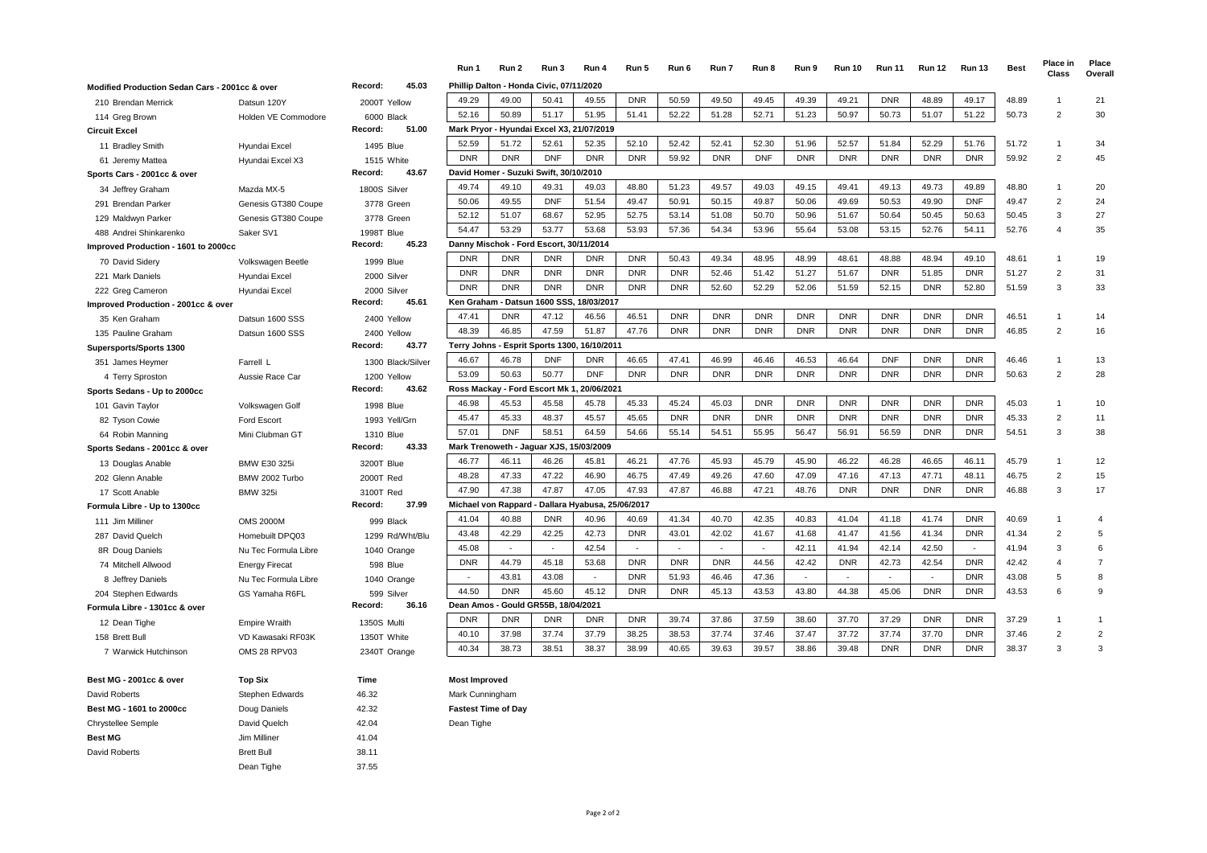| | | | | Run 1 | Run 2 | Run 3 | Run 4 | Run 5 | Run 6 | Run 7 | Run 8 | Run 9 | Run 10 | Run 11 | Run 12 | Run 13 | Best | Place in Class | Place Overall |
|---|---|---|---|---|---|---|---|---|---|---|---|---|---|---|---|---|---|---|---|
| **Modified Production Sedan Cars - 2001cc & over** | | **Record:** | **45.03** | **Phillip Dalton - Honda Civic, 07/11/2020** | | | | | | | | | | | | | | | |
| 210 Brendan Merrick | Datsun 120Y | 2000T Yellow | | 49.29 | 49.00 | 50.41 | 49.55 | DNR | 50.59 | 49.50 | 49.45 | 49.39 | 49.21 | DNR | 48.89 | 49.17 | 48.89 | 1 | 21 |
| 114 Greg Brown | Holden VE Commodore | 6000 Black | | 52.16 | 50.89 | 51.17 | 51.95 | 51.41 | 52.22 | 51.28 | 52.71 | 51.23 | 50.97 | 50.73 | 51.07 | 51.22 | 50.73 | 2 | 30 |
| **Circuit Excel** | | **Record:** | **51.00** | **Mark Pryor - Hyundai Excel X3, 21/07/2019** | | | | | | | | | | | | | | | |
| 11 Bradley Smith | Hyundai Excel | 1495 Blue | | 52.59 | 51.72 | 52.61 | 52.35 | 52.10 | 52.42 | 52.41 | 52.30 | 51.96 | 52.57 | 51.84 | 52.29 | 51.76 | 51.72 | 1 | 34 |
| 61 Jeremy Mattea | Hyundai Excel X3 | 1515 White | | DNR | DNR | DNF | DNR | DNR | 59.92 | DNR | DNF | DNR | DNR | DNR | DNR | DNR | 59.92 | 2 | 45 |
| **Sports Cars - 2001cc & over** | | **Record:** | **43.67** | **David Homer - Suzuki Swift, 30/10/2010** | | | | | | | | | | | | | | | |
| 34 Jeffrey Graham | Mazda MX-5 | 1800S Silver | | 49.74 | 49.10 | 49.31 | 49.03 | 48.80 | 51.23 | 49.57 | 49.03 | 49.15 | 49.41 | 49.13 | 49.73 | 49.89 | 48.80 | 1 | 20 |
| 291 Brendan Parker | Genesis GT380 Coupe | 3778 Green | | 50.06 | 49.55 | DNF | 51.54 | 49.47 | 50.91 | 50.15 | 49.87 | 50.06 | 49.69 | 50.53 | 49.90 | DNF | 49.47 | 2 | 24 |
| 129 Maldwyn Parker | Genesis GT380 Coupe | 3778 Green | | 52.12 | 51.07 | 68.67 | 52.95 | 52.75 | 53.14 | 51.08 | 50.70 | 50.96 | 51.67 | 50.64 | 50.45 | 50.63 | 50.45 | 3 | 27 |
| 488 Andrei Shinkarenko | Saker SV1 | 1998T Blue | | 54.47 | 53.29 | 53.77 | 53.68 | 53.93 | 57.36 | 54.34 | 53.96 | 55.64 | 53.08 | 53.15 | 52.76 | 54.11 | 52.76 | 4 | 35 |
| **Improved Production - 1601 to 2000cc** | | **Record:** | **45.23** | **Danny Mischok - Ford Escort, 30/11/2014** | | | | | | | | | | | | | | | |
| 70 David Sidery | Volkswagen Beetle | 1999 Blue | | DNR | DNR | DNR | DNR | DNR | 50.43 | 49.34 | 48.95 | 48.99 | 48.61 | 48.88 | 48.94 | 49.10 | 48.61 | 1 | 19 |
| 221 Mark Daniels | Hyundai Excel | 2000 Silver | | DNR | DNR | DNR | DNR | DNR | DNR | 52.46 | 51.42 | 51.27 | 51.67 | DNR | 51.85 | DNR | 51.27 | 2 | 31 |
| 222 Greg Cameron | Hyundai Excel | 2000 Silver | | DNR | DNR | DNR | DNR | DNR | DNR | 52.60 | 52.29 | 52.06 | 51.59 | 52.15 | DNR | 52.80 | 51.59 | 3 | 33 |
| **Improved Production - 2001cc & over** | | **Record:** | **45.61** | **Ken Graham - Datsun 1600 SSS, 18/03/2017** | | | | | | | | | | | | | | | |
| 35 Ken Graham | Datsun 1600 SSS | 2400 Yellow | | 47.41 | DNR | 47.12 | 46.56 | 46.51 | DNR | DNR | DNR | DNR | DNR | DNR | DNR | DNR | 46.51 | 1 | 14 |
| 135 Pauline Graham | Datsun 1600 SSS | 2400 Yellow | | 48.39 | 46.85 | 47.59 | 51.87 | 47.76 | DNR | DNR | DNR | DNR | DNR | DNR | DNR | DNR | 46.85 | 2 | 16 |
| **Supersports/Sports 1300** | | **Record:** | **43.77** | **Terry Johns - Esprit Sports 1300, 16/10/2011** | | | | | | | | | | | | | | | |
| 351 James Heymer | Farrell L | 1300 Black/Silver | | 46.67 | 46.78 | DNF | DNR | 46.65 | 47.41 | 46.99 | 46.46 | 46.53 | 46.64 | DNF | DNR | DNR | 46.46 | 1 | 13 |
| 4 Terry Sproston | Aussie Race Car | 1200 Yellow | | 53.09 | 50.63 | 50.77 | DNF | DNR | DNR | DNR | DNR | DNR | DNR | DNR | DNR | DNR | 50.63 | 2 | 28 |
| **Sports Sedans - Up to 2000cc** | | **Record:** | **43.62** | **Ross Mackay - Ford Escort Mk 1, 20/06/2021** | | | | | | | | | | | | | | | |
| 101 Gavin Taylor | Volkswagen Golf | 1998 Blue | | 46.98 | 45.53 | 45.58 | 45.78 | 45.33 | 45.24 | 45.03 | DNR | DNR | DNR | DNR | DNR | DNR | 45.03 | 1 | 10 |
| 82 Tyson Cowie | Ford Escort | 1993 Yell/Grn | | 45.47 | 45.33 | 48.37 | 45.57 | 45.65 | DNR | DNR | DNR | DNR | DNR | DNR | DNR | DNR | 45.33 | 2 | 11 |
| 64 Robin Manning | Mini Clubman GT | 1310 Blue | | 57.01 | DNF | 58.51 | 64.59 | 54.66 | 55.14 | 54.51 | 55.95 | 56.47 | 56.91 | 56.59 | DNR | DNR | 54.51 | 3 | 38 |
| **Sports Sedans - 2001cc & over** | | **Record:** | **43.33** | **Mark Trenoweth - Jaguar XJS, 15/03/2009** | | | | | | | | | | | | | | | |
| 13 Douglas Anable | BMW E30 325i | 3200T Blue | | 46.77 | 46.11 | 46.26 | 45.81 | 46.21 | 47.76 | 45.93 | 45.79 | 45.90 | 46.22 | 46.28 | 46.65 | 46.11 | 45.79 | 1 | 12 |
| 202 Glenn Anable | BMW 2002 Turbo | 2000T Red | | 48.28 | 47.33 | 47.22 | 46.90 | 46.75 | 47.49 | 49.26 | 47.60 | 47.09 | 47.16 | 47.13 | 47.71 | 48.11 | 46.75 | 2 | 15 |
| 17 Scott Anable | BMW 325i | 3100T Red | | 47.90 | 47.38 | 47.87 | 47.05 | 47.93 | 47.87 | 46.88 | 47.21 | 48.76 | DNR | DNR | DNR | DNR | 46.88 | 3 | 17 |
| **Formula Libre - Up to 1300cc** | | **Record:** | **37.99** | **Michael von Rappard - Dallara Hyabusa, 25/06/2017** | | | | | | | | | | | | | | | |
| 111 Jim Milliner | OMS 2000M | 999 Black | | 41.04 | 40.88 | DNR | 40.96 | 40.69 | 41.34 | 40.70 | 42.35 | 40.83 | 41.04 | 41.18 | 41.74 | DNR | 40.69 | 1 | 4 |
| 287 David Quelch | Homebuilt DPQ03 | 1299 Rd/Wht/Blu | | 43.48 | 42.29 | 42.25 | 42.73 | DNR | 43.01 | 42.02 | 41.67 | 41.68 | 41.47 | 41.56 | 41.34 | DNR | 41.34 | 2 | 5 |
| 8R Doug Daniels | Nu Tec Formula Libre | 1040 Orange | | 45.08 | - | - | 42.54 | - | - | - | - | 42.11 | 41.94 | 42.14 | 42.50 | - | 41.94 | 3 | 6 |
| 74 Mitchell Allwood | Energy Firecat | 598 Blue | | DNR | 44.79 | 45.18 | 53.68 | DNR | DNR | DNR | 44.56 | 42.42 | DNR | 42.73 | 42.54 | DNR | 42.42 | 4 | 7 |
| 8 Jeffrey Daniels | Nu Tec Formula Libre | 1040 Orange | | - | 43.81 | 43.08 | - | DNR | 51.93 | 46.46 | 47.36 | - | - | - | - | DNR | 43.08 | 5 | 8 |
| 204 Stephen Edwards | GS Yamaha R6FL | 599 Silver | | 44.50 | DNR | 45.60 | 45.12 | DNR | DNR | 45.13 | 43.53 | 43.80 | 44.38 | 45.06 | DNR | DNR | 43.53 | 6 | 9 |
| **Formula Libre - 1301cc & over** | | **Record:** | **36.16** | **Dean Amos - Gould GR55B, 18/04/2021** | | | | | | | | | | | | | | | |
| 12 Dean Tighe | Empire Wraith | 1350S Multi | | DNR | DNR | DNR | DNR | DNR | 39.74 | 37.86 | 37.59 | 38.60 | 37.70 | 37.29 | DNR | DNR | 37.29 | 1 | 1 |
| 158 Brett Bull | VD Kawasaki RF03K | 1350T White | | 40.10 | 37.98 | 37.74 | 37.79 | 38.25 | 38.53 | 37.74 | 37.46 | 37.47 | 37.72 | 37.74 | 37.70 | DNR | 37.46 | 2 | 2 |
| 7 Warwick Hutchinson | OMS 28 RPV03 | 2340T Orange | | 40.34 | 38.73 | 38.51 | 38.37 | 38.99 | 40.65 | 39.63 | 39.57 | 38.86 | 39.48 | DNR | DNR | DNR | 38.37 | 3 | 3 |

| | | | |
|---|---|---|---|
| **Best MG - 2001cc & over** | **Top Six** | **Time** | **Most Improved** |
| David Roberts | Stephen Edwards | 46.32 | Mark Cunningham |
| **Best MG - 1601 to 2000cc** | Doug Daniels | 42.32 | **Fastest Time of Day** |
| Chrystellee Semple | David Quelch | 42.04 | Dean Tighe |
| **Best MG** | Jim Milliner | 41.04 | |
| David Roberts | Brett Bull | 38.11 | |
| | Dean Tighe | 37.55 | |